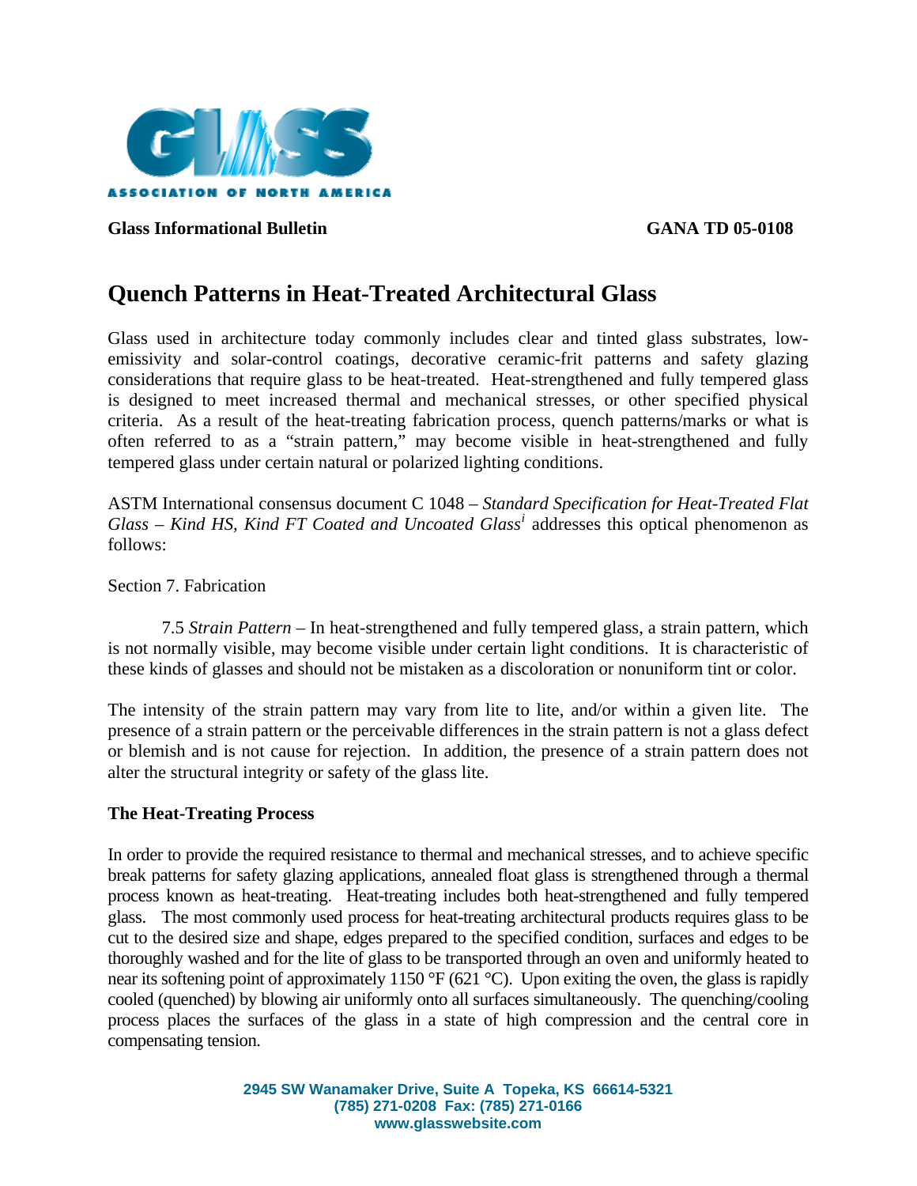ASSOCIATION OF NORTH AMERICA

**Glass Informational Bulletin** **GANA TD 05-0108**

# Quench Patterns in Heat-Treated Architectural Glass

Glass used in architecture today commonly includes clear and tinted glass substrates, low-emissivity and solar-control coatings, decorative ceramic-frit patterns and safety glazing considerations that require glass to be heat-treated. Heat-strengthened and fully tempered glass is designed to meet increased thermal and mechanical stresses, or other specified physical criteria. As a result of the heat-treating fabrication process, quench patterns/marks or what is often referred to as a "strain pattern," may become visible in heat-strengthened and fully tempered glass under certain natural or polarized lighting conditions.

ASTM International consensus document C 1048 – *Standard Specification for Heat-Treated Flat Glass – Kind HS, Kind FT Coated and Uncoated Glass*[i] addresses this optical phenomenon as follows:

Section 7. Fabrication

7.5 *Strain Pattern* – In heat-strengthened and fully tempered glass, a strain pattern, which is not normally visible, may become visible under certain light conditions. It is characteristic of these kinds of glasses and should not be mistaken as a discoloration or nonuniform tint or color.

The intensity of the strain pattern may vary from lite to lite, and/or within a given lite. The presence of a strain pattern or the perceivable differences in the strain pattern is not a glass defect or blemish and is not cause for rejection. In addition, the presence of a strain pattern does not alter the structural integrity or safety of the glass lite.

**The Heat-Treating Process**

In order to provide the required resistance to thermal and mechanical stresses, and to achieve specific break patterns for safety glazing applications, annealed float glass is strengthened through a thermal process known as heat-treating. Heat-treating includes both heat-strengthened and fully tempered glass. The most commonly used process for heat-treating architectural products requires glass to be cut to the desired size and shape, edges prepared to the specified condition, surfaces and edges to be thoroughly washed and for the lite of glass to be transported through an oven and uniformly heated to near its softening point of approximately 1150 °F (621 °C). Upon exiting the oven, the glass is rapidly cooled (quenched) by blowing air uniformly onto all surfaces simultaneously. The quenching/cooling process places the surfaces of the glass in a state of high compression and the central core in compensating tension.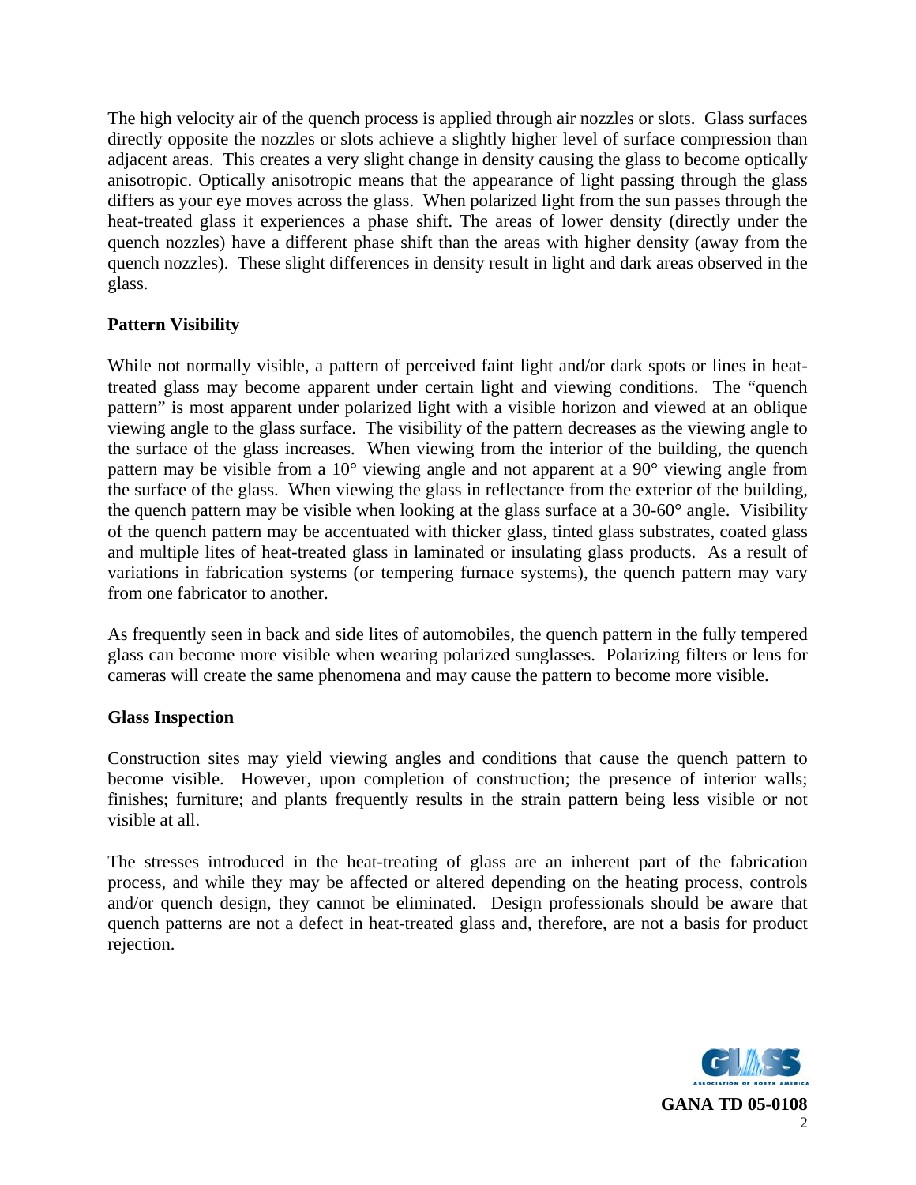The high velocity air of the quench process is applied through air nozzles or slots. Glass surfaces directly opposite the nozzles or slots achieve a slightly higher level of surface compression than adjacent areas. This creates a very slight change in density causing the glass to become optically anisotropic. Optically anisotropic means that the appearance of light passing through the glass differs as your eye moves across the glass. When polarized light from the sun passes through the heat-treated glass it experiences a phase shift. The areas of lower density (directly under the quench nozzles) have a different phase shift than the areas with higher density (away from the quench nozzles). These slight differences in density result in light and dark areas observed in the glass.

**Pattern Visibility**

While not normally visible, a pattern of perceived faint light and/or dark spots or lines in heat-treated glass may become apparent under certain light and viewing conditions. The "quench pattern" is most apparent under polarized light with a visible horizon and viewed at an oblique viewing angle to the glass surface. The visibility of the pattern decreases as the viewing angle to the surface of the glass increases. When viewing from the interior of the building, the quench pattern may be visible from a 10° viewing angle and not apparent at a 90° viewing angle from the surface of the glass. When viewing the glass in reflectance from the exterior of the building, the quench pattern may be visible when looking at the glass surface at a 30-60° angle. Visibility of the quench pattern may be accentuated with thicker glass, tinted glass substrates, coated glass and multiple lites of heat-treated glass in laminated or insulating glass products. As a result of variations in fabrication systems (or tempering furnace systems), the quench pattern may vary from one fabricator to another.

As frequently seen in back and side lites of automobiles, the quench pattern in the fully tempered glass can become more visible when wearing polarized sunglasses. Polarizing filters or lens for cameras will create the same phenomena and may cause the pattern to become more visible.

**Glass Inspection**

Construction sites may yield viewing angles and conditions that cause the quench pattern to become visible. However, upon completion of construction; the presence of interior walls; finishes; furniture; and plants frequently results in the strain pattern being less visible or not visible at all.

The stresses introduced in the heat-treating of glass are an inherent part of the fabrication process, and while they may be affected or altered depending on the heating process, controls and/or quench design, they cannot be eliminated. Design professionals should be aware that quench patterns are not a defect in heat-treated glass and, therefore, are not a basis for product rejection.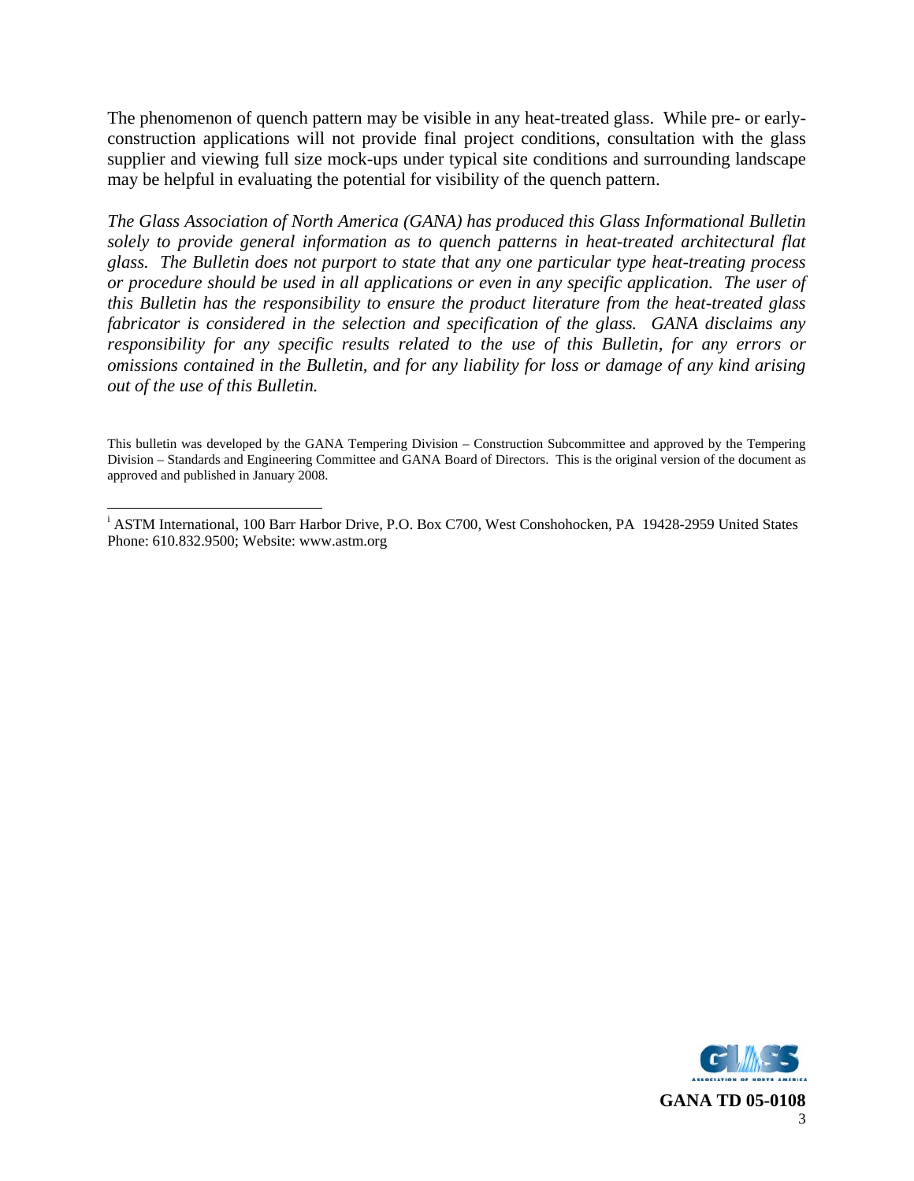The phenomenon of quench pattern may be visible in any heat-treated glass. While pre- or early-construction applications will not provide final project conditions, consultation with the glass supplier and viewing full size mock-ups under typical site conditions and surrounding landscape may be helpful in evaluating the potential for visibility of the quench pattern.

*The Glass Association of North America (GANA) has produced this Glass Informational Bulletin solely to provide general information as to quench patterns in heat-treated architectural flat glass. The Bulletin does not purport to state that any one particular type heat-treating process or procedure should be used in all applications or even in any specific application. The user of this Bulletin has the responsibility to ensure the product literature from the heat-treated glass fabricator is considered in the selection and specification of the glass. GANA disclaims any responsibility for any specific results related to the use of this Bulletin, for any errors or omissions contained in the Bulletin, and for any liability for loss or damage of any kind arising out of the use of this Bulletin.*

This bulletin was developed by the GANA Tempering Division – Construction Subcommittee and approved by the Tempering Division – Standards and Engineering Committee and GANA Board of Directors. This is the original version of the document as approved and published in January 2008.

---

[i] ASTM International, 100 Barr Harbor Drive, P.O. Box C700, West Conshohocken, PA 19428-2959 United States Phone: 610.832.9500; Website: www.astm.org

**GANA TD 05-0108**